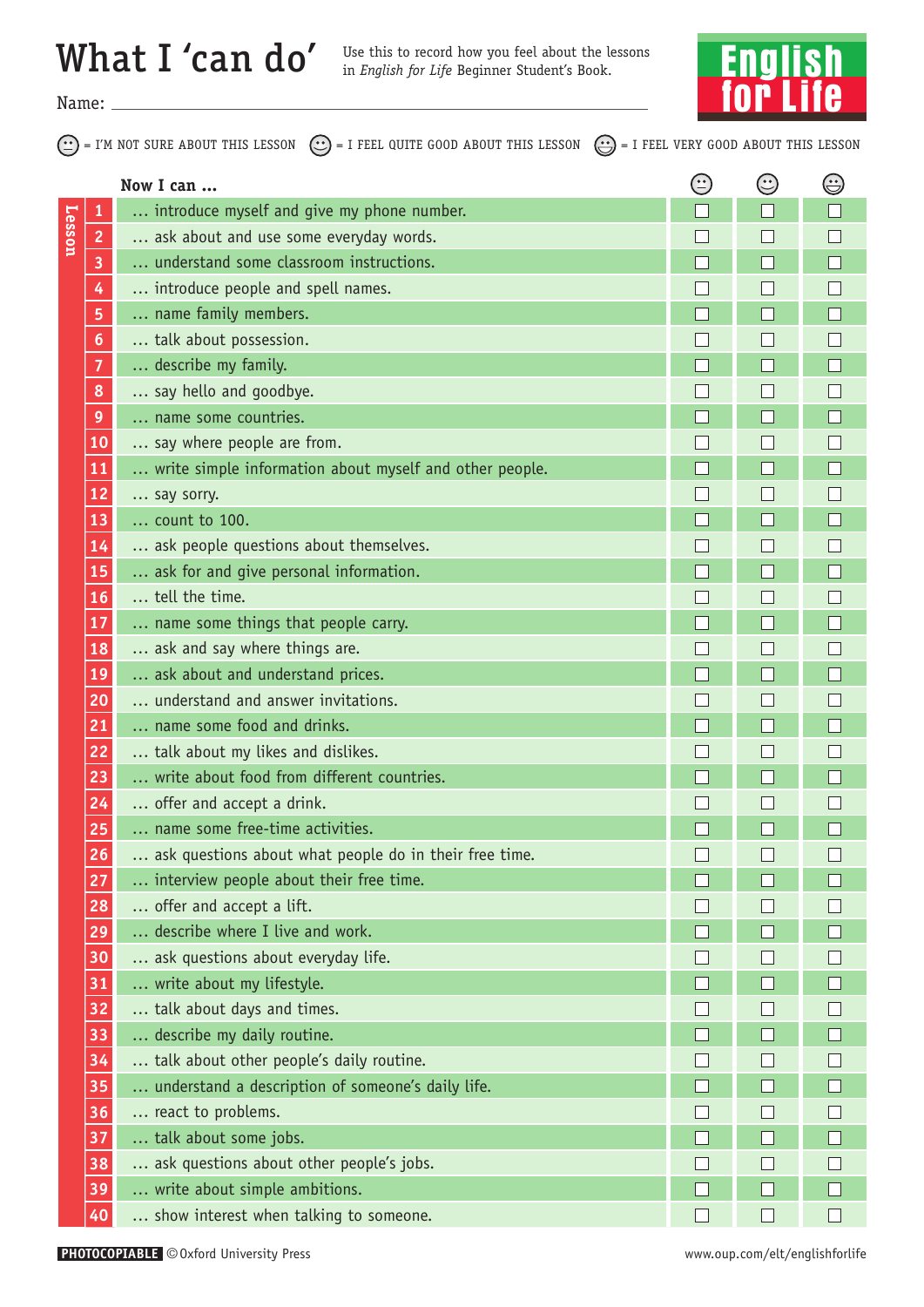# What I 'can do'

Use this to record how you feel about the lessons in *English for Life* Beginner Student's Book.

**English for Life**

Name: ____________________

😐 = I'M NOT SURE ABOUT THIS LESSON 🙂 = I FEEL QUITE GOOD ABOUT THIS LESSON 😃 = I FEEL VERY GOOD ABOUT THIS LESSON

| Lesson | Now I can … | 😐 | 🙂 | 😃 |
|---|---|---|---|---|
| 1 | … introduce myself and give my phone number. | ☐ | ☐ | ☐ |
| 2 | … ask about and use some everyday words. | ☐ | ☐ | ☐ |
| 3 | … understand some classroom instructions. | ☐ | ☐ | ☐ |
| 4 | … introduce people and spell names. | ☐ | ☐ | ☐ |
| 5 | … name family members. | ☐ | ☐ | ☐ |
| 6 | … talk about possession. | ☐ | ☐ | ☐ |
| 7 | … describe my family. | ☐ | ☐ | ☐ |
| 8 | … say hello and goodbye. | ☐ | ☐ | ☐ |
| 9 | … name some countries. | ☐ | ☐ | ☐ |
| 10 | … say where people are from. | ☐ | ☐ | ☐ |
| 11 | … write simple information about myself and other people. | ☐ | ☐ | ☐ |
| 12 | … say sorry. | ☐ | ☐ | ☐ |
| 13 | … count to 100. | ☐ | ☐ | ☐ |
| 14 | … ask people questions about themselves. | ☐ | ☐ | ☐ |
| 15 | … ask for and give personal information. | ☐ | ☐ | ☐ |
| 16 | … tell the time. | ☐ | ☐ | ☐ |
| 17 | … name some things that people carry. | ☐ | ☐ | ☐ |
| 18 | … ask and say where things are. | ☐ | ☐ | ☐ |
| 19 | … ask about and understand prices. | ☐ | ☐ | ☐ |
| 20 | … understand and answer invitations. | ☐ | ☐ | ☐ |
| 21 | … name some food and drinks. | ☐ | ☐ | ☐ |
| 22 | … talk about my likes and dislikes. | ☐ | ☐ | ☐ |
| 23 | … write about food from different countries. | ☐ | ☐ | ☐ |
| 24 | … offer and accept a drink. | ☐ | ☐ | ☐ |
| 25 | … name some free-time activities. | ☐ | ☐ | ☐ |
| 26 | … ask questions about what people do in their free time. | ☐ | ☐ | ☐ |
| 27 | … interview people about their free time. | ☐ | ☐ | ☐ |
| 28 | … offer and accept a lift. | ☐ | ☐ | ☐ |
| 29 | … describe where I live and work. | ☐ | ☐ | ☐ |
| 30 | … ask questions about everyday life. | ☐ | ☐ | ☐ |
| 31 | … write about my lifestyle. | ☐ | ☐ | ☐ |
| 32 | … talk about days and times. | ☐ | ☐ | ☐ |
| 33 | … describe my daily routine. | ☐ | ☐ | ☐ |
| 34 | … talk about other people's daily routine. | ☐ | ☐ | ☐ |
| 35 | … understand a description of someone's daily life. | ☐ | ☐ | ☐ |
| 36 | … react to problems. | ☐ | ☐ | ☐ |
| 37 | … talk about some jobs. | ☐ | ☐ | ☐ |
| 38 | … ask questions about other people's jobs. | ☐ | ☐ | ☐ |
| 39 | … write about simple ambitions. | ☐ | ☐ | ☐ |
| 40 | … show interest when talking to someone. | ☐ | ☐ | ☐ |

**PHOTOCOPIABLE** © Oxford University Press

www.oup.com/elt/englishforlife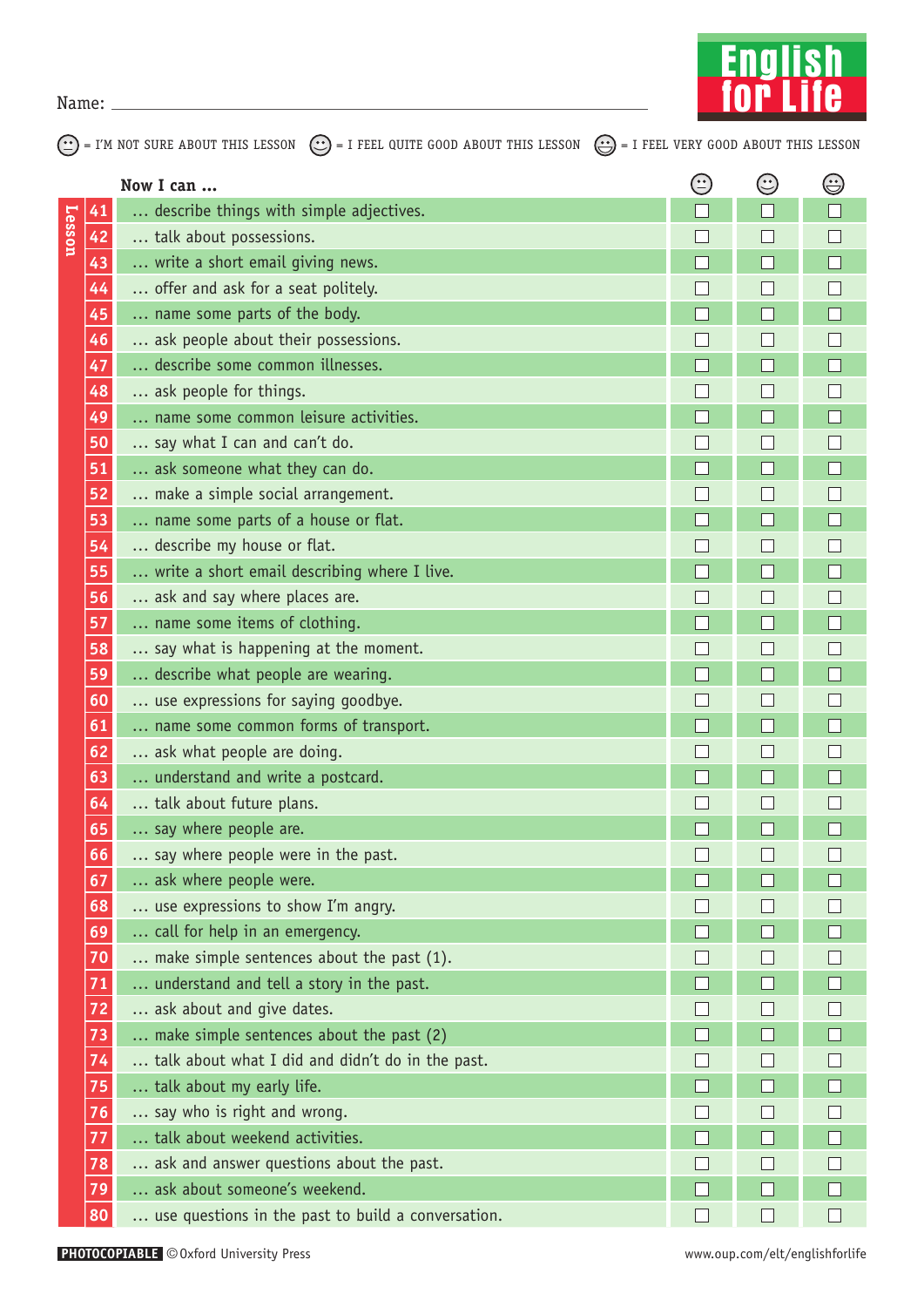Name: ______________________________

English for Life

☹ = I'M NOT SURE ABOUT THIS LESSON ☺ = I FEEL QUITE GOOD ABOUT THIS LESSON ☻ = I FEEL VERY GOOD ABOUT THIS LESSON

| Lesson | Now I can … | ☹ | ☺ | ☻ |
|---|---|---|---|---|
| 41 | … describe things with simple adjectives. | ☐ | ☐ | ☐ |
| 42 | … talk about possessions. | ☐ | ☐ | ☐ |
| 43 | … write a short email giving news. | ☐ | ☐ | ☐ |
| 44 | … offer and ask for a seat politely. | ☐ | ☐ | ☐ |
| 45 | … name some parts of the body. | ☐ | ☐ | ☐ |
| 46 | … ask people about their possessions. | ☐ | ☐ | ☐ |
| 47 | … describe some common illnesses. | ☐ | ☐ | ☐ |
| 48 | … ask people for things. | ☐ | ☐ | ☐ |
| 49 | … name some common leisure activities. | ☐ | ☐ | ☐ |
| 50 | … say what I can and can't do. | ☐ | ☐ | ☐ |
| 51 | … ask someone what they can do. | ☐ | ☐ | ☐ |
| 52 | … make a simple social arrangement. | ☐ | ☐ | ☐ |
| 53 | … name some parts of a house or flat. | ☐ | ☐ | ☐ |
| 54 | … describe my house or flat. | ☐ | ☐ | ☐ |
| 55 | … write a short email describing where I live. | ☐ | ☐ | ☐ |
| 56 | … ask and say where places are. | ☐ | ☐ | ☐ |
| 57 | … name some items of clothing. | ☐ | ☐ | ☐ |
| 58 | … say what is happening at the moment. | ☐ | ☐ | ☐ |
| 59 | … describe what people are wearing. | ☐ | ☐ | ☐ |
| 60 | … use expressions for saying goodbye. | ☐ | ☐ | ☐ |
| 61 | … name some common forms of transport. | ☐ | ☐ | ☐ |
| 62 | … ask what people are doing. | ☐ | ☐ | ☐ |
| 63 | … understand and write a postcard. | ☐ | ☐ | ☐ |
| 64 | … talk about future plans. | ☐ | ☐ | ☐ |
| 65 | … say where people are. | ☐ | ☐ | ☐ |
| 66 | … say where people were in the past. | ☐ | ☐ | ☐ |
| 67 | … ask where people were. | ☐ | ☐ | ☐ |
| 68 | … use expressions to show I'm angry. | ☐ | ☐ | ☐ |
| 69 | … call for help in an emergency. | ☐ | ☐ | ☐ |
| 70 | … make simple sentences about the past (1). | ☐ | ☐ | ☐ |
| 71 | … understand and tell a story in the past. | ☐ | ☐ | ☐ |
| 72 | … ask about and give dates. | ☐ | ☐ | ☐ |
| 73 | … make simple sentences about the past (2) | ☐ | ☐ | ☐ |
| 74 | … talk about what I did and didn't do in the past. | ☐ | ☐ | ☐ |
| 75 | … talk about my early life. | ☐ | ☐ | ☐ |
| 76 | … say who is right and wrong. | ☐ | ☐ | ☐ |
| 77 | … talk about weekend activities. | ☐ | ☐ | ☐ |
| 78 | … ask and answer questions about the past. | ☐ | ☐ | ☐ |
| 79 | … ask about someone's weekend. | ☐ | ☐ | ☐ |
| 80 | … use questions in the past to build a conversation. | ☐ | ☐ | ☐ |

**PHOTOCOPIABLE** © Oxford University Press

www.oup.com/elt/englishforlife